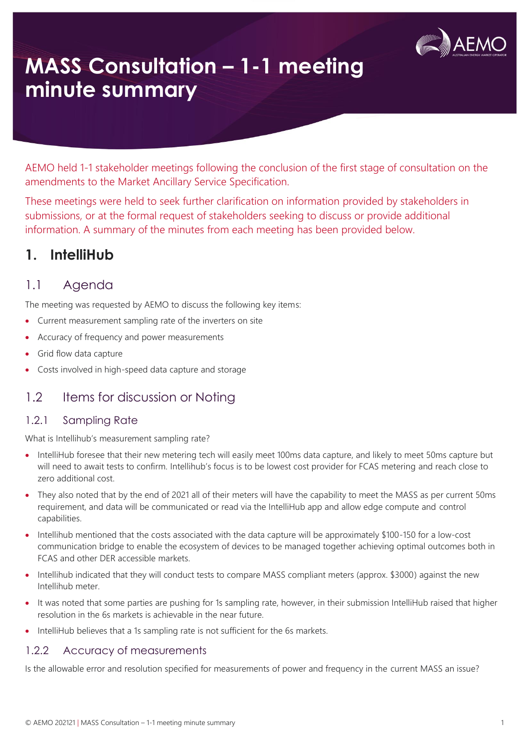# MASS Consultation – 1-1 meeting minute summary

AEMO held 1-1 stakeholder meetings following the conclusion of the first stage of consultation on the amendments to the Market Ancillary Service Specification.

These meetings were held to seek further clarification on information provided by stakeholders in submissions, or at the formal request of stakeholders seeking to discuss or provide additional information. A summary of the minutes from each meeting has been provided below.

## 1. IntelliHub

### 1.1 Agenda

The meeting was requested by AEMO to discuss the following key items:

- Current measurement sampling rate of the inverters on site
- Accuracy of frequency and power measurements
- Grid flow data capture
- Costs involved in high-speed data capture and storage

### 1.2 Items for discussion or Noting

#### 1.2.1 Sampling Rate

What is Intellihub's measurement sampling rate?

- IntelliHub foresee that their new metering tech will easily meet 100ms data capture, and likely to meet 50ms capture but will need to await tests to confirm. Intellihub's focus is to be lowest cost provider for FCAS metering and reach close to zero additional cost.
- They also noted that by the end of 2021 all of their meters will have the capability to meet the MASS as per current 50ms requirement, and data will be communicated or read via the IntelliHub app and allow edge compute and control capabilities.
- Intellihub mentioned that the costs associated with the data capture will be approximately $100-150 for a low-cost communication bridge to enable the ecosystem of devices to be managed together achieving optimal outcomes both in FCAS and other DER accessible markets.
- Intellihub indicated that they will conduct tests to compare MASS compliant meters (approx. $3000) against the new Intellihub meter.
- It was noted that some parties are pushing for 1s sampling rate, however, in their submission IntelliHub raised that higher resolution in the 6s markets is achievable in the near future.
- IntelliHub believes that a 1s sampling rate is not sufficient for the 6s markets.

#### 1.2.2 Accuracy of measurements

Is the allowable error and resolution specified for measurements of power and frequency in the current MASS an issue?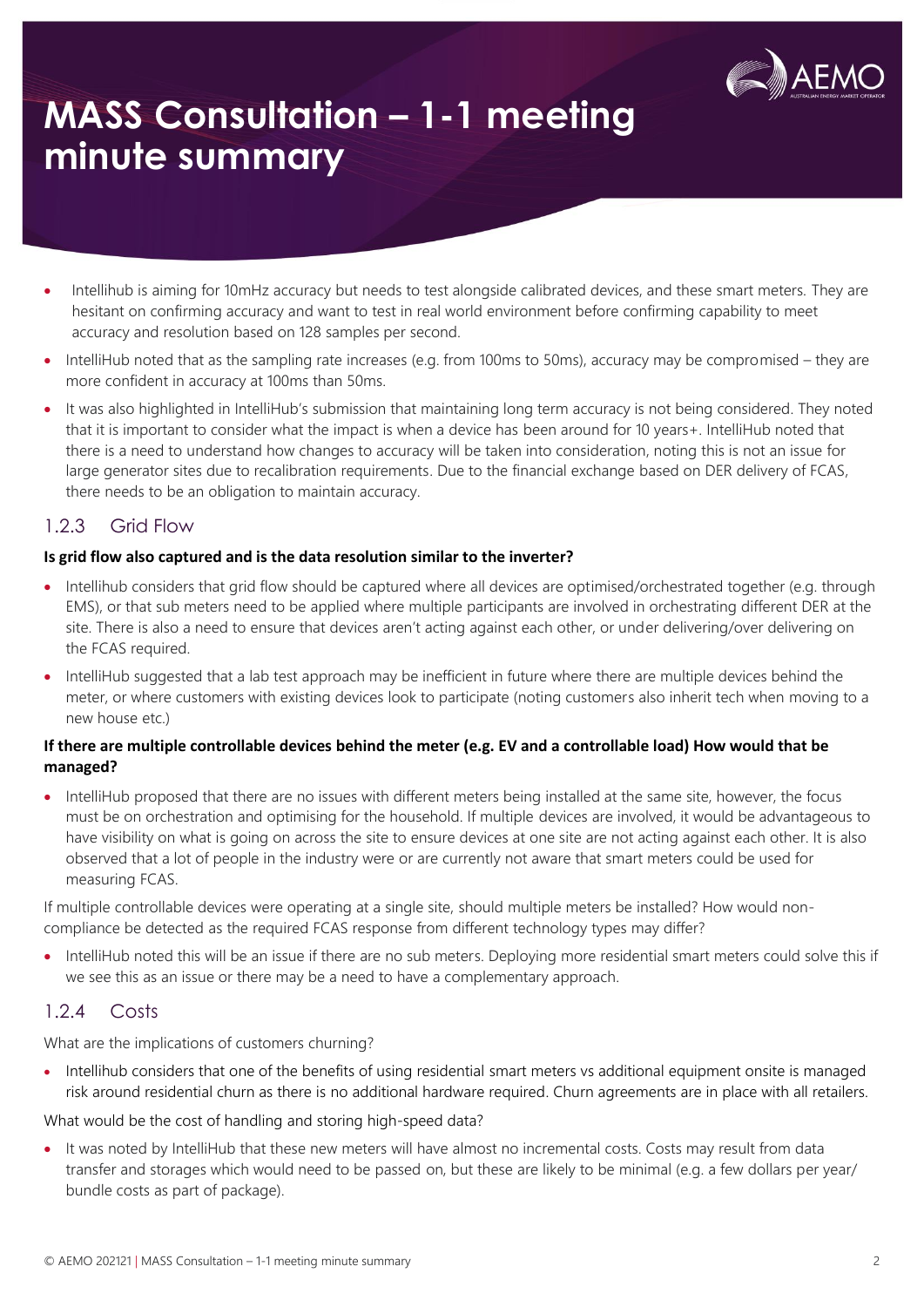# MASS Consultation – 1-1 meeting minute summary

- Intellihub is aiming for 10mHz accuracy but needs to test alongside calibrated devices, and these smart meters. They are hesitant on confirming accuracy and want to test in real world environment before confirming capability to meet accuracy and resolution based on 128 samples per second.
- IntelliHub noted that as the sampling rate increases (e.g. from 100ms to 50ms), accuracy may be compromised – they are more confident in accuracy at 100ms than 50ms.
- It was also highlighted in IntelliHub's submission that maintaining long term accuracy is not being considered. They noted that it is important to consider what the impact is when a device has been around for 10 years+. IntelliHub noted that there is a need to understand how changes to accuracy will be taken into consideration, noting this is not an issue for large generator sites due to recalibration requirements. Due to the financial exchange based on DER delivery of FCAS, there needs to be an obligation to maintain accuracy.

## 1.2.3 Grid Flow

**Is grid flow also captured and is the data resolution similar to the inverter?**

- Intellihub considers that grid flow should be captured where all devices are optimised/orchestrated together (e.g. through EMS), or that sub meters need to be applied where multiple participants are involved in orchestrating different DER at the site. There is also a need to ensure that devices aren't acting against each other, or under delivering/over delivering on the FCAS required.
- IntelliHub suggested that a lab test approach may be inefficient in future where there are multiple devices behind the meter, or where customers with existing devices look to participate (noting customers also inherit tech when moving to a new house etc.)

**If there are multiple controllable devices behind the meter (e.g. EV and a controllable load) How would that be managed?**

- IntelliHub proposed that there are no issues with different meters being installed at the same site, however, the focus must be on orchestration and optimising for the household. If multiple devices are involved, it would be advantageous to have visibility on what is going on across the site to ensure devices at one site are not acting against each other. It is also observed that a lot of people in the industry were or are currently not aware that smart meters could be used for measuring FCAS.

If multiple controllable devices were operating at a single site, should multiple meters be installed? How would non-compliance be detected as the required FCAS response from different technology types may differ?

- IntelliHub noted this will be an issue if there are no sub meters. Deploying more residential smart meters could solve this if we see this as an issue or there may be a need to have a complementary approach.

## 1.2.4 Costs

What are the implications of customers churning?

- Intellihub considers that one of the benefits of using residential smart meters vs additional equipment onsite is managed risk around residential churn as there is no additional hardware required. Churn agreements are in place with all retailers.

What would be the cost of handling and storing high-speed data?

- It was noted by IntelliHub that these new meters will have almost no incremental costs. Costs may result from data transfer and storages which would need to be passed on, but these are likely to be minimal (e.g. a few dollars per year/ bundle costs as part of package).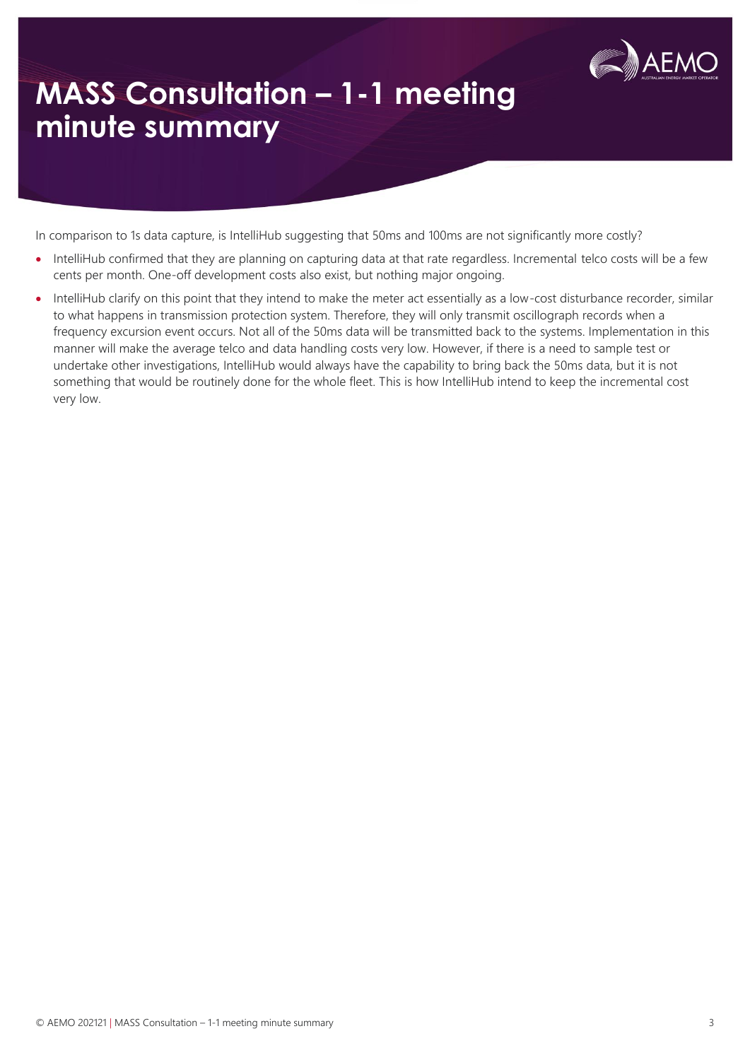# MASS Consultation – 1-1 meeting minute summary

In comparison to 1s data capture, is IntelliHub suggesting that 50ms and 100ms are not significantly more costly?

- IntelliHub confirmed that they are planning on capturing data at that rate regardless. Incremental telco costs will be a few cents per month. One-off development costs also exist, but nothing major ongoing.
- IntelliHub clarify on this point that they intend to make the meter act essentially as a low-cost disturbance recorder, similar to what happens in transmission protection system. Therefore, they will only transmit oscillograph records when a frequency excursion event occurs. Not all of the 50ms data will be transmitted back to the systems. Implementation in this manner will make the average telco and data handling costs very low. However, if there is a need to sample test or undertake other investigations, IntelliHub would always have the capability to bring back the 50ms data, but it is not something that would be routinely done for the whole fleet. This is how IntelliHub intend to keep the incremental cost very low.